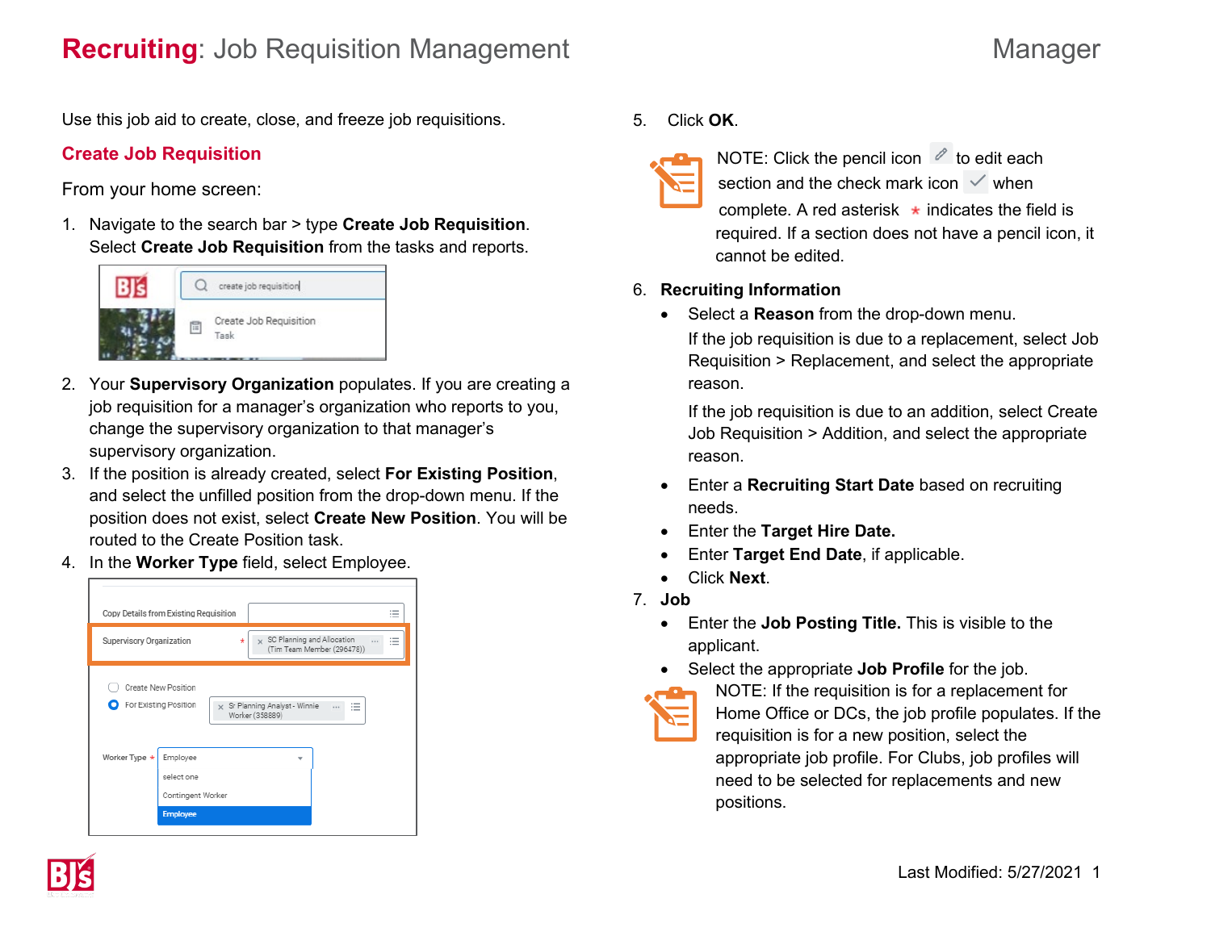# **Recruiting**: Job Requisition Management

Manager

Use this job aid to create, close, and freeze job requisitions.

## Create Job Requisition

From your home screen:

1. Navigate to the search bar > type **Create Job Requisition**. Select **Create Job Requisition** from the tasks and reports.
2. Your **Supervisory Organization** populates. If you are creating a job requisition for a manager's organization who reports to you, change the supervisory organization to that manager's supervisory organization.
3. If the position is already created, select **For Existing Position**, and select the unfilled position from the drop-down menu. If the position does not exist, select **Create New Position**. You will be routed to the Create Position task.
4. In the **Worker Type** field, select Employee.
5. Click **OK**.

NOTE: Click the pencil icon to edit each section and the check mark icon when complete. A red asterisk * indicates the field is required. If a section does not have a pencil icon, it cannot be edited.

6. **Recruiting Information**
   - Select a **Reason** from the drop-down menu.

     If the job requisition is due to a replacement, select Job Requisition > Replacement, and select the appropriate reason.

     If the job requisition is due to an addition, select Create Job Requisition > Addition, and select the appropriate reason.
   - Enter a **Recruiting Start Date** based on recruiting needs.
   - Enter the **Target Hire Date.**
   - Enter **Target End Date**, if applicable.
   - Click **Next**.
7. **Job**
   - Enter the **Job Posting Title.** This is visible to the applicant.
   - Select the appropriate **Job Profile** for the job.

NOTE: If the requisition is for a replacement for Home Office or DCs, the job profile populates. If the requisition is for a new position, select the appropriate job profile. For Clubs, job profiles will need to be selected for replacements and new positions.

Last Modified: 5/27/2021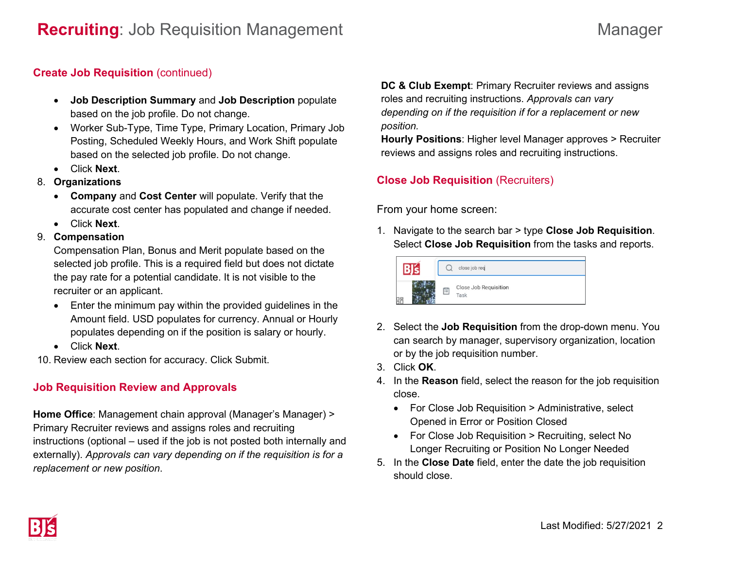## Create Job Requisition (continued)

- **Job Description Summary** and **Job Description** populate based on the job profile. Do not change.
- Worker Sub-Type, Time Type, Primary Location, Primary Job Posting, Scheduled Weekly Hours, and Work Shift populate based on the selected job profile. Do not change.
- Click **Next**.

8. **Organizations**
   - **Company** and **Cost Center** will populate. Verify that the accurate cost center has populated and change if needed.
   - Click **Next**.
9. **Compensation**
   Compensation Plan, Bonus and Merit populate based on the selected job profile. This is a required field but does not dictate the pay rate for a potential candidate. It is not visible to the recruiter or an applicant.
   - Enter the minimum pay within the provided guidelines in the Amount field. USD populates for currency. Annual or Hourly populates depending on if the position is salary or hourly.
   - Click **Next**.
10. Review each section for accuracy. Click Submit.

## Job Requisition Review and Approvals

**Home Office**: Management chain approval (Manager's Manager) > Primary Recruiter reviews and assigns roles and recruiting instructions (optional – used if the job is not posted both internally and externally). *Approvals can vary depending on if the requisition is for a replacement or new position*.

**DC & Club Exempt**: Primary Recruiter reviews and assigns roles and recruiting instructions. *Approvals can vary depending on if the requisition if for a replacement or new position.*

**Hourly Positions**: Higher level Manager approves > Recruiter reviews and assigns roles and recruiting instructions.

## Close Job Requisition (Recruiters)

From your home screen:

1. Navigate to the search bar > type **Close Job Requisition**. Select **Close Job Requisition** from the tasks and reports.
2. Select the **Job Requisition** from the drop-down menu. You can search by manager, supervisory organization, location or by the job requisition number.
3. Click **OK**.
4. In the **Reason** field, select the reason for the job requisition close.
   - For Close Job Requisition > Administrative, select Opened in Error or Position Closed
   - For Close Job Requisition > Recruiting, select No Longer Recruiting or Position No Longer Needed
5. In the **Close Date** field, enter the date the job requisition should close.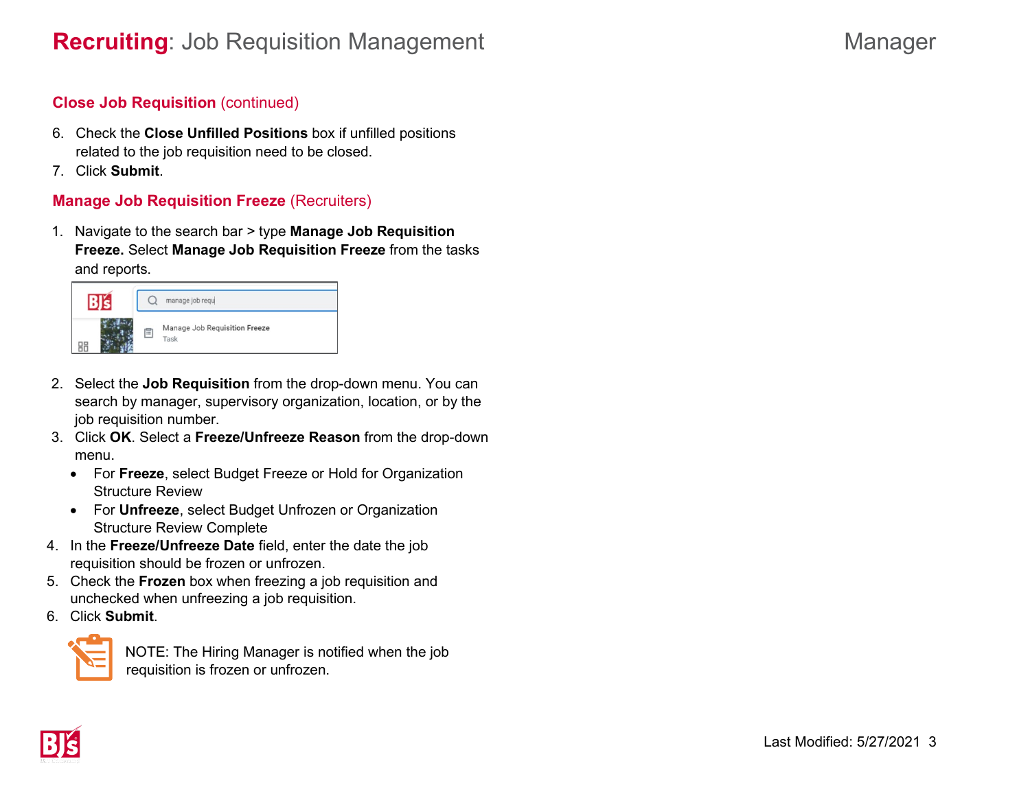## Close Job Requisition (continued)

6. Check the **Close Unfilled Positions** box if unfilled positions related to the job requisition need to be closed.
7. Click **Submit**.

## Manage Job Requisition Freeze (Recruiters)

1. Navigate to the search bar > type **Manage Job Requisition Freeze.** Select **Manage Job Requisition Freeze** from the tasks and reports.
2. Select the **Job Requisition** from the drop-down menu. You can search by manager, supervisory organization, location, or by the job requisition number.
3. Click **OK**. Select a **Freeze/Unfreeze Reason** from the drop-down menu.
   - For **Freeze**, select Budget Freeze or Hold for Organization Structure Review
   - For **Unfreeze**, select Budget Unfrozen or Organization Structure Review Complete
4. In the **Freeze/Unfreeze Date** field, enter the date the job requisition should be frozen or unfrozen.
5. Check the **Frozen** box when freezing a job requisition and unchecked when unfreezing a job requisition.
6. Click **Submit**.

NOTE: The Hiring Manager is notified when the job requisition is frozen or unfrozen.